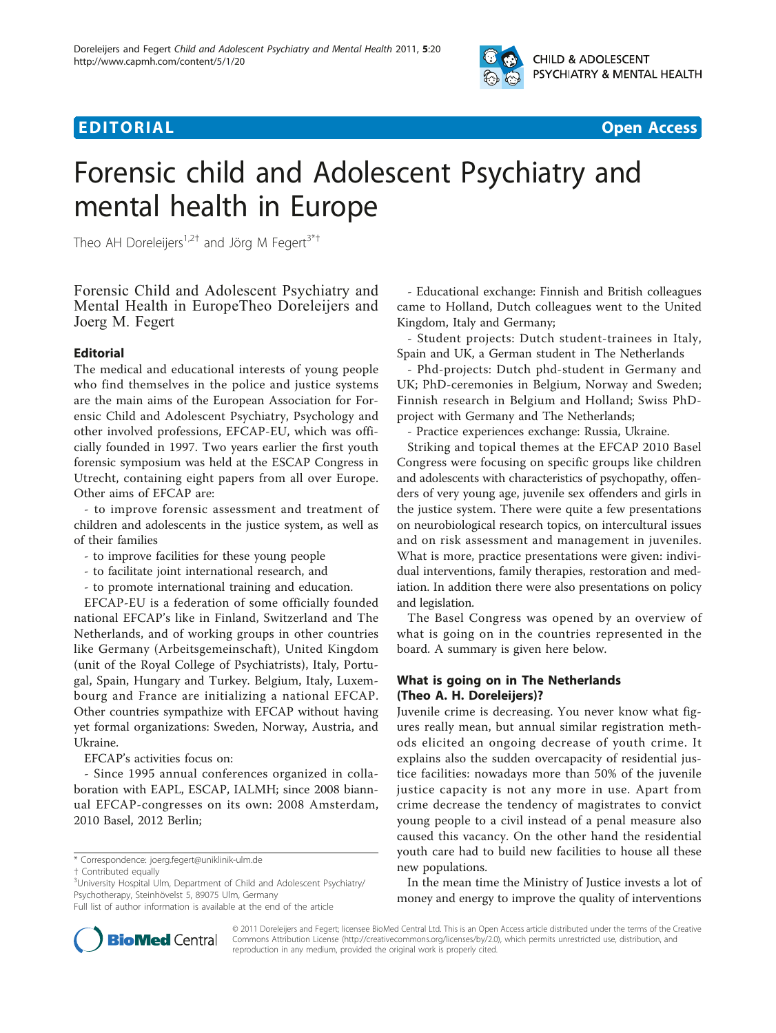EDITORIAL Open Access

# Forensic child and Adolescent Psychiatry and mental health in Europe

Theo AH Doreleijers[1,2†] and Jörg M Fegert[3*†]

Forensic Child and Adolescent Psychiatry and Mental Health in EuropeTheo Doreleijers and Joerg M. Fegert

## Editorial

The medical and educational interests of young people who find themselves in the police and justice systems are the main aims of the European Association for Forensic Child and Adolescent Psychiatry, Psychology and other involved professions, EFCAP-EU, which was officially founded in 1997. Two years earlier the first youth forensic symposium was held at the ESCAP Congress in Utrecht, containing eight papers from all over Europe. Other aims of EFCAP are:

- to improve forensic assessment and treatment of children and adolescents in the justice system, as well as of their families
- to improve facilities for these young people
- to facilitate joint international research, and
- to promote international training and education.

EFCAP-EU is a federation of some officially founded national EFCAP's like in Finland, Switzerland and The Netherlands, and of working groups in other countries like Germany (Arbeitsgemeinschaft), United Kingdom (unit of the Royal College of Psychiatrists), Italy, Portugal, Spain, Hungary and Turkey. Belgium, Italy, Luxembourg and France are initializing a national EFCAP. Other countries sympathize with EFCAP without having yet formal organizations: Sweden, Norway, Austria, and Ukraine.

EFCAP's activities focus on:

- Since 1995 annual conferences organized in collaboration with EAPL, ESCAP, IALMH; since 2008 biannual EFCAP-congresses on its own: 2008 Amsterdam, 2010 Basel, 2012 Berlin;
- Educational exchange: Finnish and British colleagues came to Holland, Dutch colleagues went to the United Kingdom, Italy and Germany;
- Student projects: Dutch student-trainees in Italy, Spain and UK, a German student in The Netherlands
- Phd-projects: Dutch phd-student in Germany and UK; PhD-ceremonies in Belgium, Norway and Sweden; Finnish research in Belgium and Holland; Swiss PhD-project with Germany and The Netherlands;
- Practice experiences exchange: Russia, Ukraine.

Striking and topical themes at the EFCAP 2010 Basel Congress were focusing on specific groups like children and adolescents with characteristics of psychopathy, offenders of very young age, juvenile sex offenders and girls in the justice system. There were quite a few presentations on neurobiological research topics, on intercultural issues and on risk assessment and management in juveniles. What is more, practice presentations were given: individual interventions, family therapies, restoration and mediation. In addition there were also presentations on policy and legislation.

The Basel Congress was opened by an overview of what is going on in the countries represented in the board. A summary is given here below.

## What is going on in The Netherlands (Theo A. H. Doreleijers)?

Juvenile crime is decreasing. You never know what figures really mean, but annual similar registration methods elicited an ongoing decrease of youth crime. It explains also the sudden overcapacity of residential justice facilities: nowadays more than 50% of the juvenile justice capacity is not any more in use. Apart from crime decrease the tendency of magistrates to convict young people to a civil instead of a penal measure also caused this vacancy. On the other hand the residential youth care had to build new facilities to house all these new populations.

In the mean time the Ministry of Justice invests a lot of money and energy to improve the quality of interventions

\* Correspondence: joerg.fegert@uniklinik-ulm.de
† Contributed equally
[3]University Hospital Ulm, Department of Child and Adolescent Psychiatry/Psychotherapy, Steinhövelst 5, 89075 Ulm, Germany
Full list of author information is available at the end of the article

© 2011 Doreleijers and Fegert; licensee BioMed Central Ltd. This is an Open Access article distributed under the terms of the Creative Commons Attribution License (http://creativecommons.org/licenses/by/2.0), which permits unrestricted use, distribution, and reproduction in any medium, provided the original work is properly cited.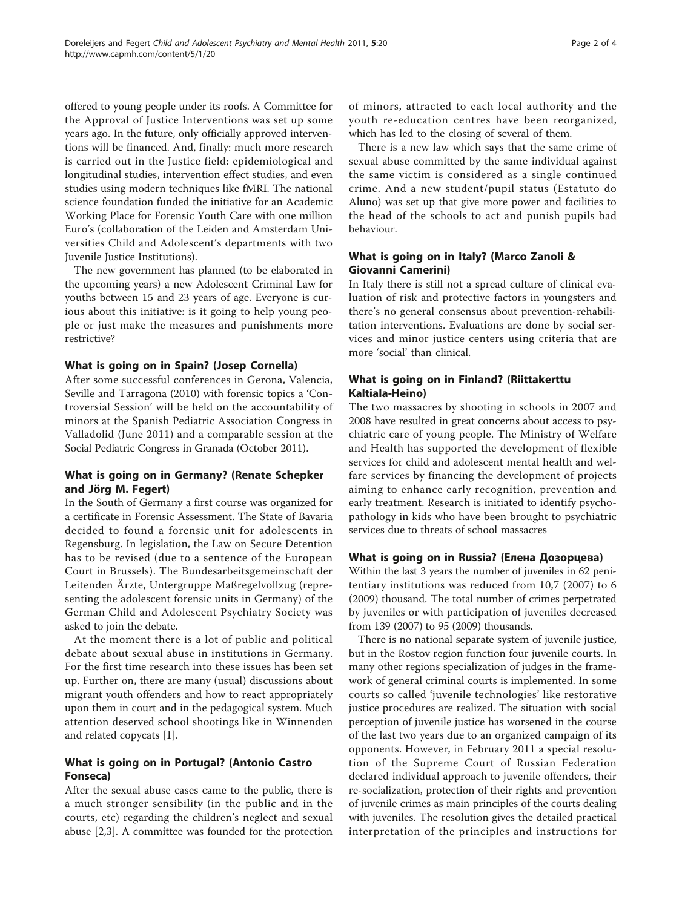offered to young people under its roofs. A Committee for the Approval of Justice Interventions was set up some years ago. In the future, only officially approved interventions will be financed. And, finally: much more research is carried out in the Justice field: epidemiological and longitudinal studies, intervention effect studies, and even studies using modern techniques like fMRI. The national science foundation funded the initiative for an Academic Working Place for Forensic Youth Care with one million Euro's (collaboration of the Leiden and Amsterdam Universities Child and Adolescent's departments with two Juvenile Justice Institutions).

The new government has planned (to be elaborated in the upcoming years) a new Adolescent Criminal Law for youths between 15 and 23 years of age. Everyone is curious about this initiative: is it going to help young people or just make the measures and punishments more restrictive?

### What is going on in Spain? (Josep Cornella)

After some successful conferences in Gerona, Valencia, Seville and Tarragona (2010) with forensic topics a 'Controversial Session' will be held on the accountability of minors at the Spanish Pediatric Association Congress in Valladolid (June 2011) and a comparable session at the Social Pediatric Congress in Granada (October 2011).

### What is going on in Germany? (Renate Schepker and Jörg M. Fegert)

In the South of Germany a first course was organized for a certificate in Forensic Assessment. The State of Bavaria decided to found a forensic unit for adolescents in Regensburg. In legislation, the Law on Secure Detention has to be revised (due to a sentence of the European Court in Brussels). The Bundesarbeitsgemeinschaft der Leitenden Ärzte, Untergruppe Maßregelvollzug (representing the adolescent forensic units in Germany) of the German Child and Adolescent Psychiatry Society was asked to join the debate.

At the moment there is a lot of public and political debate about sexual abuse in institutions in Germany. For the first time research into these issues has been set up. Further on, there are many (usual) discussions about migrant youth offenders and how to react appropriately upon them in court and in the pedagogical system. Much attention deserved school shootings like in Winnenden and related copycats [1].

### What is going on in Portugal? (Antonio Castro Fonseca)

After the sexual abuse cases came to the public, there is a much stronger sensibility (in the public and in the courts, etc) regarding the children's neglect and sexual abuse [2,3]. A committee was founded for the protection of minors, attracted to each local authority and the youth re-education centres have been reorganized, which has led to the closing of several of them.

There is a new law which says that the same crime of sexual abuse committed by the same individual against the same victim is considered as a single continued crime. And a new student/pupil status (Estatuto do Aluno) was set up that give more power and facilities to the head of the schools to act and punish pupils bad behaviour.

### What is going on in Italy? (Marco Zanoli & Giovanni Camerini)

In Italy there is still not a spread culture of clinical evaluation of risk and protective factors in youngsters and there's no general consensus about prevention-rehabilitation interventions. Evaluations are done by social services and minor justice centers using criteria that are more 'social' than clinical.

### What is going on in Finland? (Riittakerttu Kaltiala-Heino)

The two massacres by shooting in schools in 2007 and 2008 have resulted in great concerns about access to psychiatric care of young people. The Ministry of Welfare and Health has supported the development of flexible services for child and adolescent mental health and welfare services by financing the development of projects aiming to enhance early recognition, prevention and early treatment. Research is initiated to identify psychopathology in kids who have been brought to psychiatric services due to threats of school massacres

### What is going on in Russia? (Елена Дозорцева)

Within the last 3 years the number of juveniles in 62 penitentiary institutions was reduced from 10,7 (2007) to 6 (2009) thousand. The total number of crimes perpetrated by juveniles or with participation of juveniles decreased from 139 (2007) to 95 (2009) thousands.

There is no national separate system of juvenile justice, but in the Rostov region function four juvenile courts. In many other regions specialization of judges in the framework of general criminal courts is implemented. In some courts so called 'juvenile technologies' like restorative justice procedures are realized. The situation with social perception of juvenile justice has worsened in the course of the last two years due to an organized campaign of its opponents. However, in February 2011 a special resolution of the Supreme Court of Russian Federation declared individual approach to juvenile offenders, their re-socialization, protection of their rights and prevention of juvenile crimes as main principles of the courts dealing with juveniles. The resolution gives the detailed practical interpretation of the principles and instructions for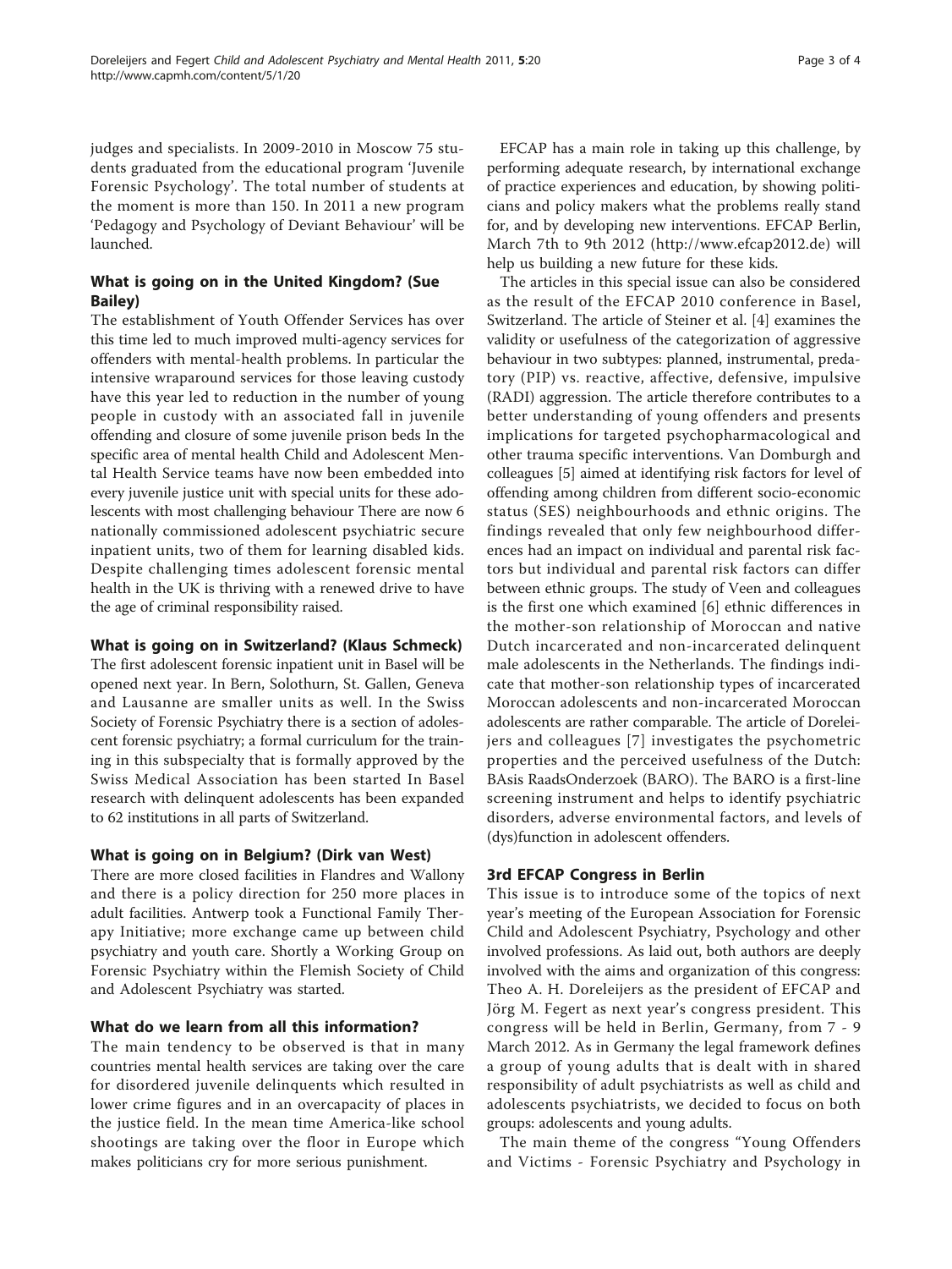judges and specialists. In 2009-2010 in Moscow 75 students graduated from the educational program 'Juvenile Forensic Psychology'. The total number of students at the moment is more than 150. In 2011 a new program 'Pedagogy and Psychology of Deviant Behaviour' will be launched.

### What is going on in the United Kingdom? (Sue Bailey)

The establishment of Youth Offender Services has over this time led to much improved multi-agency services for offenders with mental-health problems. In particular the intensive wraparound services for those leaving custody have this year led to reduction in the number of young people in custody with an associated fall in juvenile offending and closure of some juvenile prison beds In the specific area of mental health Child and Adolescent Mental Health Service teams have now been embedded into every juvenile justice unit with special units for these adolescents with most challenging behaviour There are now 6 nationally commissioned adolescent psychiatric secure inpatient units, two of them for learning disabled kids. Despite challenging times adolescent forensic mental health in the UK is thriving with a renewed drive to have the age of criminal responsibility raised.

### What is going on in Switzerland? (Klaus Schmeck)

The first adolescent forensic inpatient unit in Basel will be opened next year. In Bern, Solothurn, St. Gallen, Geneva and Lausanne are smaller units as well. In the Swiss Society of Forensic Psychiatry there is a section of adolescent forensic psychiatry; a formal curriculum for the training in this subspecialty that is formally approved by the Swiss Medical Association has been started In Basel research with delinquent adolescents has been expanded to 62 institutions in all parts of Switzerland.

### What is going on in Belgium? (Dirk van West)

There are more closed facilities in Flandres and Wallony and there is a policy direction for 250 more places in adult facilities. Antwerp took a Functional Family Therapy Initiative; more exchange came up between child psychiatry and youth care. Shortly a Working Group on Forensic Psychiatry within the Flemish Society of Child and Adolescent Psychiatry was started.

### What do we learn from all this information?

The main tendency to be observed is that in many countries mental health services are taking over the care for disordered juvenile delinquents which resulted in lower crime figures and in an overcapacity of places in the justice field. In the mean time America-like school shootings are taking over the floor in Europe which makes politicians cry for more serious punishment.

EFCAP has a main role in taking up this challenge, by performing adequate research, by international exchange of practice experiences and education, by showing politicians and policy makers what the problems really stand for, and by developing new interventions. EFCAP Berlin, March 7th to 9th 2012 (http://www.efcap2012.de) will help us building a new future for these kids.

The articles in this special issue can also be considered as the result of the EFCAP 2010 conference in Basel, Switzerland. The article of Steiner et al. [4] examines the validity or usefulness of the categorization of aggressive behaviour in two subtypes: planned, instrumental, predatory (PIP) vs. reactive, affective, defensive, impulsive (RADI) aggression. The article therefore contributes to a better understanding of young offenders and presents implications for targeted psychopharmacological and other trauma specific interventions. Van Domburgh and colleagues [5] aimed at identifying risk factors for level of offending among children from different socio-economic status (SES) neighbourhoods and ethnic origins. The findings revealed that only few neighbourhood differences had an impact on individual and parental risk factors but individual and parental risk factors can differ between ethnic groups. The study of Veen and colleagues is the first one which examined [6] ethnic differences in the mother-son relationship of Moroccan and native Dutch incarcerated and non-incarcerated delinquent male adolescents in the Netherlands. The findings indicate that mother-son relationship types of incarcerated Moroccan adolescents and non-incarcerated Moroccan adolescents are rather comparable. The article of Doreleijers and colleagues [7] investigates the psychometric properties and the perceived usefulness of the Dutch: BAsis RaadsOnderzoek (BARO). The BARO is a first-line screening instrument and helps to identify psychiatric disorders, adverse environmental factors, and levels of (dys)function in adolescent offenders.

### 3rd EFCAP Congress in Berlin

This issue is to introduce some of the topics of next year's meeting of the European Association for Forensic Child and Adolescent Psychiatry, Psychology and other involved professions. As laid out, both authors are deeply involved with the aims and organization of this congress: Theo A. H. Doreleijers as the president of EFCAP and Jörg M. Fegert as next year's congress president. This congress will be held in Berlin, Germany, from 7 - 9 March 2012. As in Germany the legal framework defines a group of young adults that is dealt with in shared responsibility of adult psychiatrists as well as child and adolescents psychiatrists, we decided to focus on both groups: adolescents and young adults.

The main theme of the congress "Young Offenders and Victims - Forensic Psychiatry and Psychology in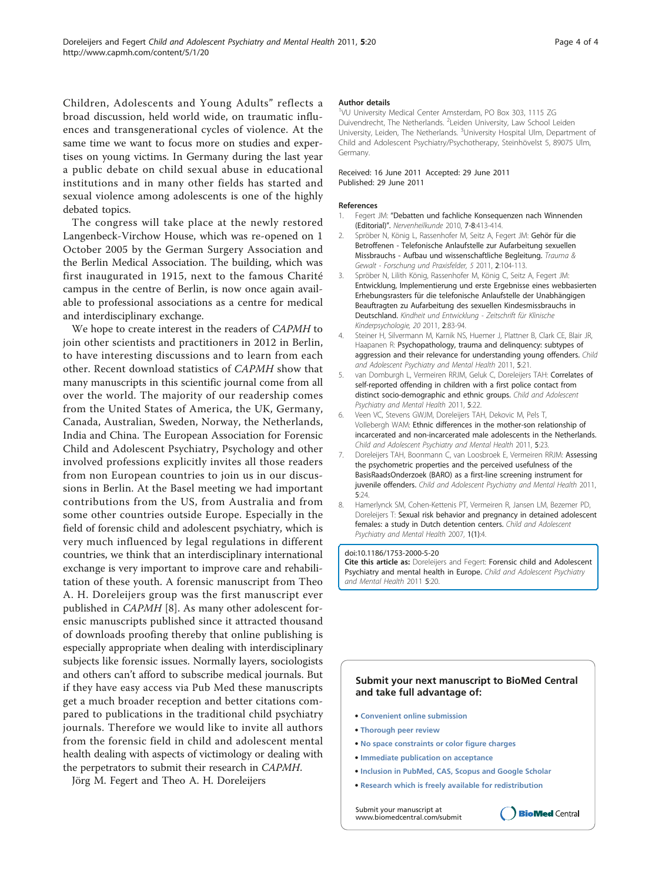Children, Adolescents and Young Adults" reflects a broad discussion, held world wide, on traumatic influences and transgenerational cycles of violence. At the same time we want to focus more on studies and expertises on young victims. In Germany during the last year a public debate on child sexual abuse in educational institutions and in many other fields has started and sexual violence among adolescents is one of the highly debated topics.

The congress will take place at the newly restored Langenbeck-Virchow House, which was re-opened on 1 October 2005 by the German Surgery Association and the Berlin Medical Association. The building, which was first inaugurated in 1915, next to the famous Charité campus in the centre of Berlin, is now once again available to professional associations as a centre for medical and interdisciplinary exchange.

We hope to create interest in the readers of *CAPMH* to join other scientists and practitioners in 2012 in Berlin, to have interesting discussions and to learn from each other. Recent download statistics of *CAPMH* show that many manuscripts in this scientific journal come from all over the world. The majority of our readership comes from the United States of America, the UK, Germany, Canada, Australian, Sweden, Norway, the Netherlands, India and China. The European Association for Forensic Child and Adolescent Psychiatry, Psychology and other involved professions explicitly invites all those readers from non European countries to join us in our discussions in Berlin. At the Basel meeting we had important contributions from the US, from Australia and from some other countries outside Europe. Especially in the field of forensic child and adolescent psychiatry, which is very much influenced by legal regulations in different countries, we think that an interdisciplinary international exchange is very important to improve care and rehabilitation of these youth. A forensic manuscript from Theo A. H. Doreleijers group was the first manuscript ever published in *CAPMH* [8]. As many other adolescent forensic manuscripts published since it attracted thousand of downloads proofing thereby that online publishing is especially appropriate when dealing with interdisciplinary subjects like forensic issues. Normally layers, sociologists and others can't afford to subscribe medical journals. But if they have easy access via Pub Med these manuscripts get a much broader reception and better citations compared to publications in the traditional child psychiatry journals. Therefore we would like to invite all authors from the forensic field in child and adolescent mental health dealing with aspects of victimology or dealing with the perpetrators to submit their research in *CAPMH*.

Jörg M. Fegert and Theo A. H. Doreleijers

#### Author details

[1]VU University Medical Center Amsterdam, PO Box 303, 1115 ZG Duivendrecht, The Netherlands. [2]Leiden University, Law School Leiden University, Leiden, The Netherlands. [3]University Hospital Ulm, Department of Child and Adolescent Psychiatry/Psychotherapy, Steinhövelst 5, 89075 Ulm, Germany.

Received: 16 June 2011 Accepted: 29 June 2011
Published: 29 June 2011

#### References

1. Fegert JM: **"Debatten und fachliche Konsequenzen nach Winnenden (Editorial)".** *Nervenheilkunde* 2010, 7-8:413-414.
2. Spröber N, König L, Rassenhofer M, Seitz A, Fegert JM: **Gehör für die Betroffenen - Telefonische Anlaufstelle zur Aufarbeitung sexuellen Missbrauchs - Aufbau und wissenschaftliche Begleitung.** *Trauma & Gewalt - Forschung und Praxisfelder, 5* 2011, 2:104-113.
3. Spröber N, Lilith König, Rassenhofer M, König C, Seitz A, Fegert JM: **Entwicklung, Implementierung und erste Ergebnisse eines webbasierten Erhebungsrasters für die telefonische Anlaufstelle der Unabhängigen Beauftragten zu Aufarbeitung des sexuellen Kindesmissbrauchs in Deutschland.** *Kindheit und Entwicklung - Zeitschrift für Klinische Kinderpsychologie, 20* 2011, 2:83-94.
4. Steiner H, Silvermann M, Karnik NS, Huemer J, Plattner B, Clark CE, Blair JR, Haapanen R: **Psychopathology, trauma and delinquency: subtypes of aggression and their relevance for understanding young offenders.** *Child and Adolescent Psychiatry and Mental Health* 2011, 5:21.
5. van Domburgh L, Vermeiren RRJM, Geluk C, Doreleijers TAH: **Correlates of self-reported offending in children with a first police contact from distinct socio-demographic and ethnic groups.** *Child and Adolescent Psychiatry and Mental Health* 2011, 5:22.
6. Veen VC, Stevens GWJM, Doreleijers TAH, Dekovic M, Pels T, Vollebergh WAM: **Ethnic differences in the mother-son relationship of incarcerated and non-incarcerated male adolescents in the Netherlands.** *Child and Adolescent Psychiatry and Mental Health* 2011, 5:23.
7. Doreleijers TAH, Boonmann C, van Loosbroek E, Vermeiren RRJM: **Assessing the psychometric properties and the perceived usefulness of the BasisRaadsOnderzoek (BARO) as a first-line screening instrument for juvenile offenders.** *Child and Adolescent Psychiatry and Mental Health* 2011, 5:24.
8. Hamerlynck SM, Cohen-Kettenis PT, Vermeiren R, Jansen LM, Bezemer PD, Doreleijers T: **Sexual risk behavior and pregnancy in detained adolescent females: a study in Dutch detention centers.** *Child and Adolescent Psychiatry and Mental Health* 2007, 1(1):4.

doi:10.1186/1753-2000-5-20
**Cite this article as:** Doreleijers and Fegert: **Forensic child and Adolescent Psychiatry and mental health in Europe.** *Child and Adolescent Psychiatry and Mental Health* 2011 5:20.

**Submit your next manuscript to BioMed Central and take full advantage of:**

- Convenient online submission
- Thorough peer review
- No space constraints or color figure charges
- Immediate publication on acceptance
- Inclusion in PubMed, CAS, Scopus and Google Scholar
- Research which is freely available for redistribution

Submit your manuscript at www.biomedcentral.com/submit

BioMed Central